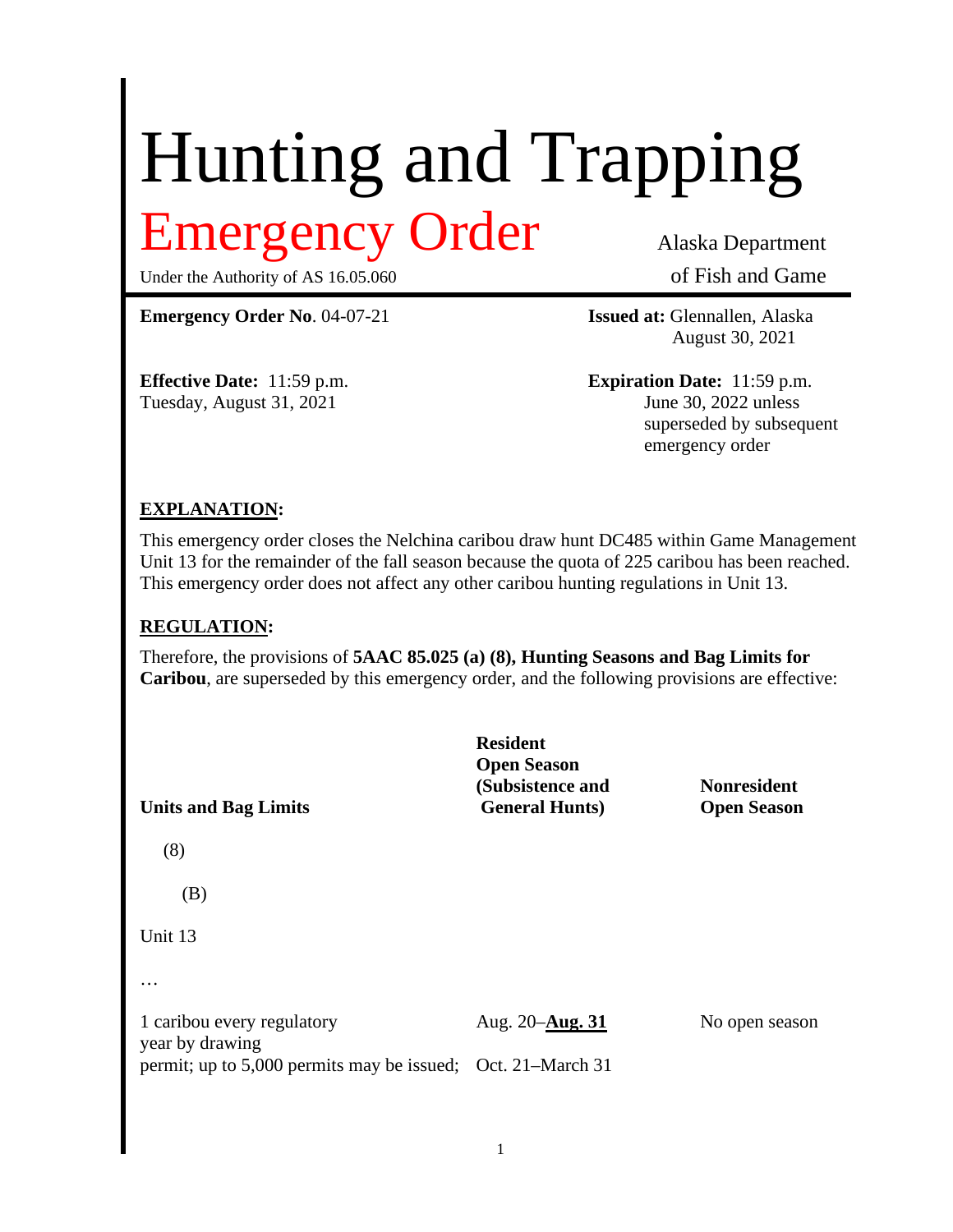# Hunting and Trapping

# Emergency Order

Under the Authority of AS 16.05.060

Alaska Department of Fish and Game

**Emergency Order No**. 04-07-21

**Issued at:** Glennallen, Alaska August 30, 2021

**Effective Date:** 11:59 p.m. Tuesday, August 31, 2021

**Expiration Date:** 11:59 p.m. June 30, 2022 unless superseded by subsequent emergency order

## EXPLANATION:

This emergency order closes the Nelchina caribou draw hunt DC485 within Game Management Unit 13 for the remainder of the fall season because the quota of 225 caribou has been reached. This emergency order does not affect any other caribou hunting regulations in Unit 13.

## REGULATION:

Therefore, the provisions of **5AAC 85.025 (a) (8), Hunting Seasons and Bag Limits for Caribou**, are superseded by this emergency order, and the following provisions are effective:

| Units and Bag Limits | Resident Open Season (Subsistence and General Hunts) | Nonresident Open Season |
|---|---|---|
| (8) | | |
| (B) | | |
| Unit 13 | | |
| … | | |
| 1 caribou every regulatory year by drawing permit; up to 5,000 permits may be issued; | Aug. 20–**Aug. 31**<br>Oct. 21–March 31 | No open season |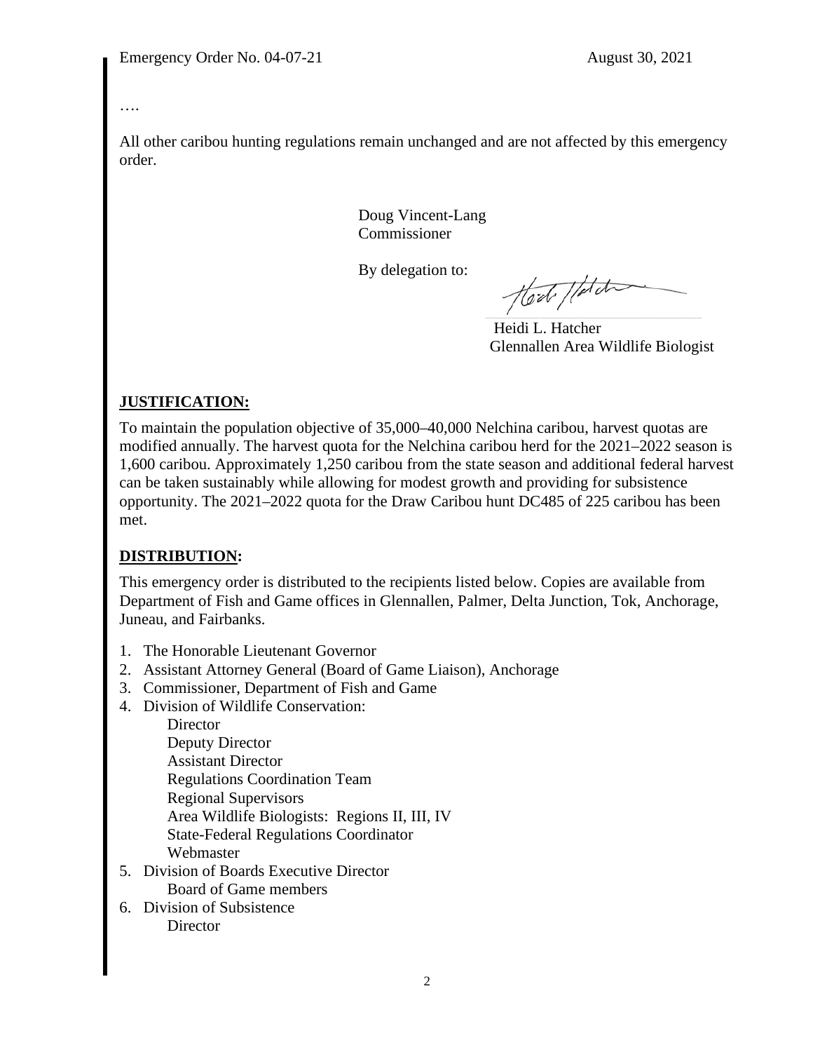Emergency Order No. 04-07-21 August 30, 2021

….

All other caribou hunting regulations remain unchanged and are not affected by this emergency order.

Doug Vincent-Lang
Commissioner

By delegation to:

Heidi L. Hatcher
Glennallen Area Wildlife Biologist

**JUSTIFICATION:**

To maintain the population objective of 35,000–40,000 Nelchina caribou, harvest quotas are modified annually. The harvest quota for the Nelchina caribou herd for the 2021–2022 season is 1,600 caribou. Approximately 1,250 caribou from the state season and additional federal harvest can be taken sustainably while allowing for modest growth and providing for subsistence opportunity. The 2021–2022 quota for the Draw Caribou hunt DC485 of 225 caribou has been met.

**DISTRIBUTION:**

This emergency order is distributed to the recipients listed below. Copies are available from Department of Fish and Game offices in Glennallen, Palmer, Delta Junction, Tok, Anchorage, Juneau, and Fairbanks.

1. The Honorable Lieutenant Governor
2. Assistant Attorney General (Board of Game Liaison), Anchorage
3. Commissioner, Department of Fish and Game
4. Division of Wildlife Conservation:
   - Director
   - Deputy Director
   - Assistant Director
   - Regulations Coordination Team
   - Regional Supervisors
   - Area Wildlife Biologists: Regions II, III, IV
   - State-Federal Regulations Coordinator
   - Webmaster
5. Division of Boards Executive Director
   - Board of Game members
6. Division of Subsistence
   - Director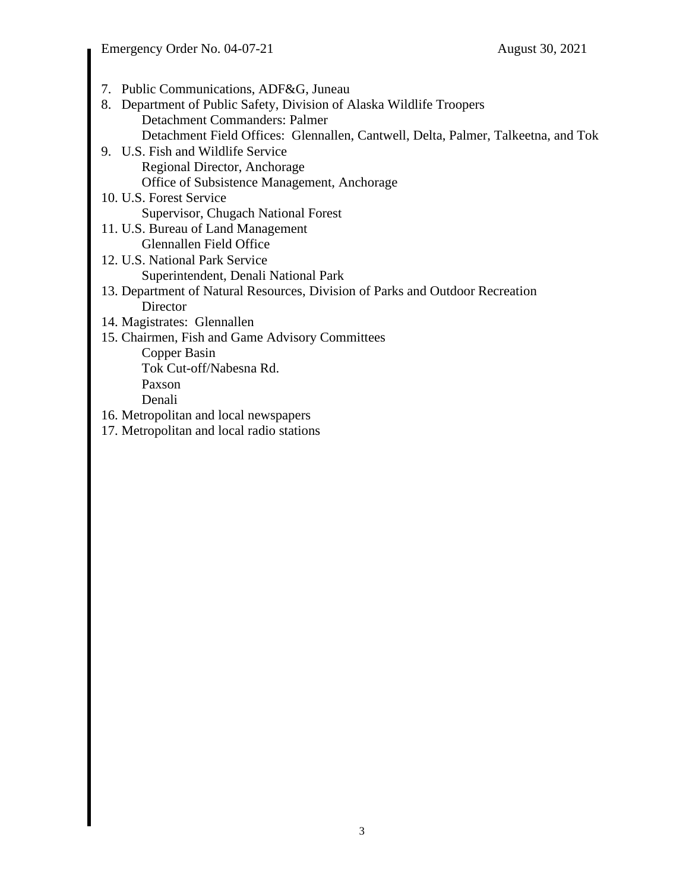7. Public Communications, ADF&G, Juneau
8. Department of Public Safety, Division of Alaska Wildlife Troopers
   - Detachment Commanders: Palmer
   - Detachment Field Offices: Glennallen, Cantwell, Delta, Palmer, Talkeetna, and Tok
9. U.S. Fish and Wildlife Service
   - Regional Director, Anchorage
   - Office of Subsistence Management, Anchorage
10. U.S. Forest Service
    - Supervisor, Chugach National Forest
11. U.S. Bureau of Land Management
    - Glennallen Field Office
12. U.S. National Park Service
    - Superintendent, Denali National Park
13. Department of Natural Resources, Division of Parks and Outdoor Recreation
    - Director
14. Magistrates: Glennallen
15. Chairmen, Fish and Game Advisory Committees
    - Copper Basin
    - Tok Cut-off/Nabesna Rd.
    - Paxson
    - Denali
16. Metropolitan and local newspapers
17. Metropolitan and local radio stations